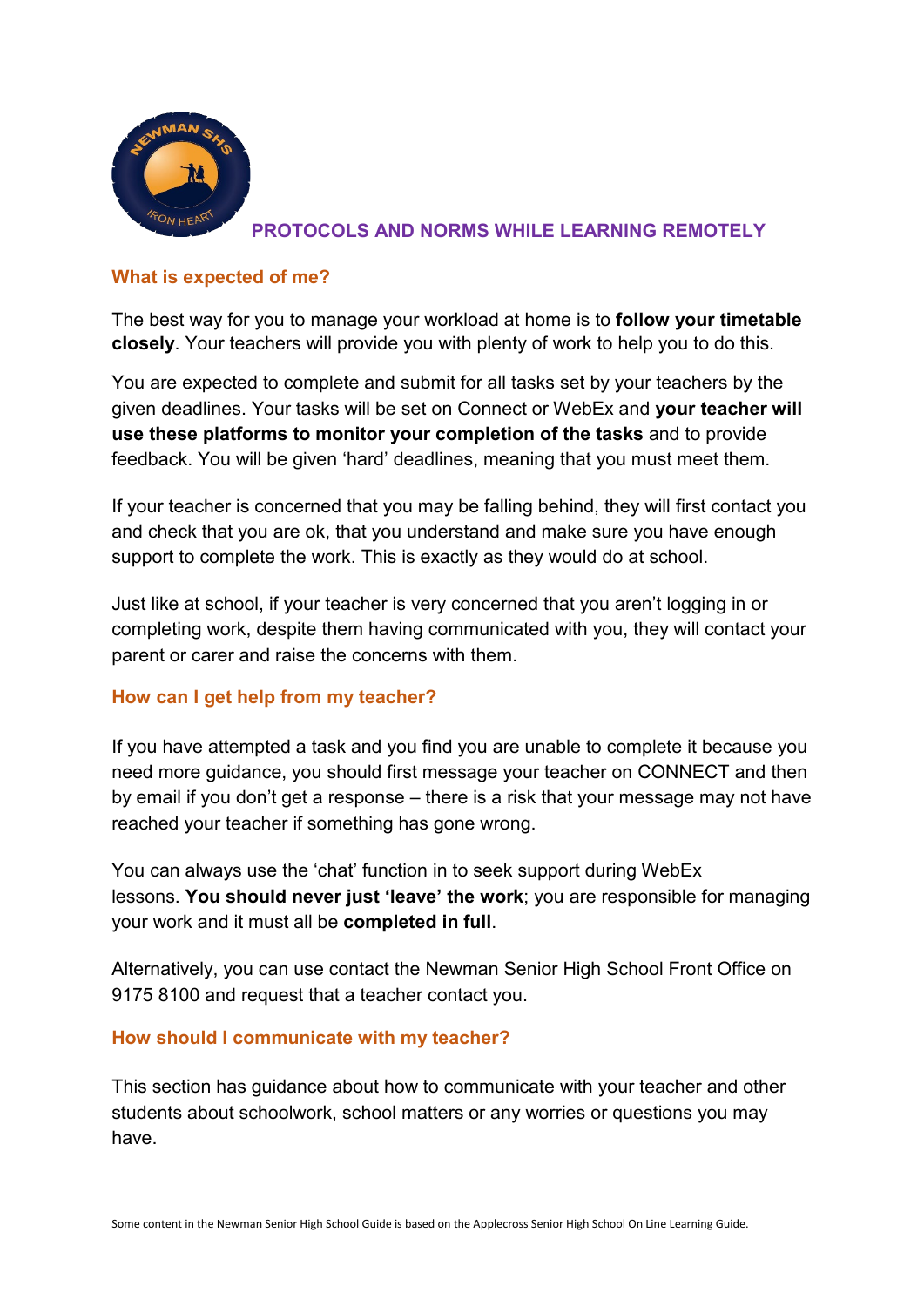# PROTOCOLS AND NORMS WHILE LEARNING REMOTELY

## What is expected of me?

The best way for you to manage your workload at home is to **follow your timetable closely**. Your teachers will provide you with plenty of work to help you to do this.

You are expected to complete and submit for all tasks set by your teachers by the given deadlines. Your tasks will be set on Connect or WebEx and **your teacher will use these platforms to monitor your completion of the tasks** and to provide feedback. You will be given 'hard' deadlines, meaning that you must meet them.

If your teacher is concerned that you may be falling behind, they will first contact you and check that you are ok, that you understand and make sure you have enough support to complete the work. This is exactly as they would do at school.

Just like at school, if your teacher is very concerned that you aren't logging in or completing work, despite them having communicated with you, they will contact your parent or carer and raise the concerns with them.

## How can I get help from my teacher?

If you have attempted a task and you find you are unable to complete it because you need more guidance, you should first message your teacher on CONNECT and then by email if you don't get a response – there is a risk that your message may not have reached your teacher if something has gone wrong.

You can always use the 'chat' function in to seek support during WebEx lessons. **You should never just 'leave' the work**; you are responsible for managing your work and it must all be **completed in full**.

Alternatively, you can use contact the Newman Senior High School Front Office on 9175 8100 and request that a teacher contact you.

## How should I communicate with my teacher?

This section has guidance about how to communicate with your teacher and other students about schoolwork, school matters or any worries or questions you may have.

Some content in the Newman Senior High School Guide is based on the Applecross Senior High School On Line Learning Guide.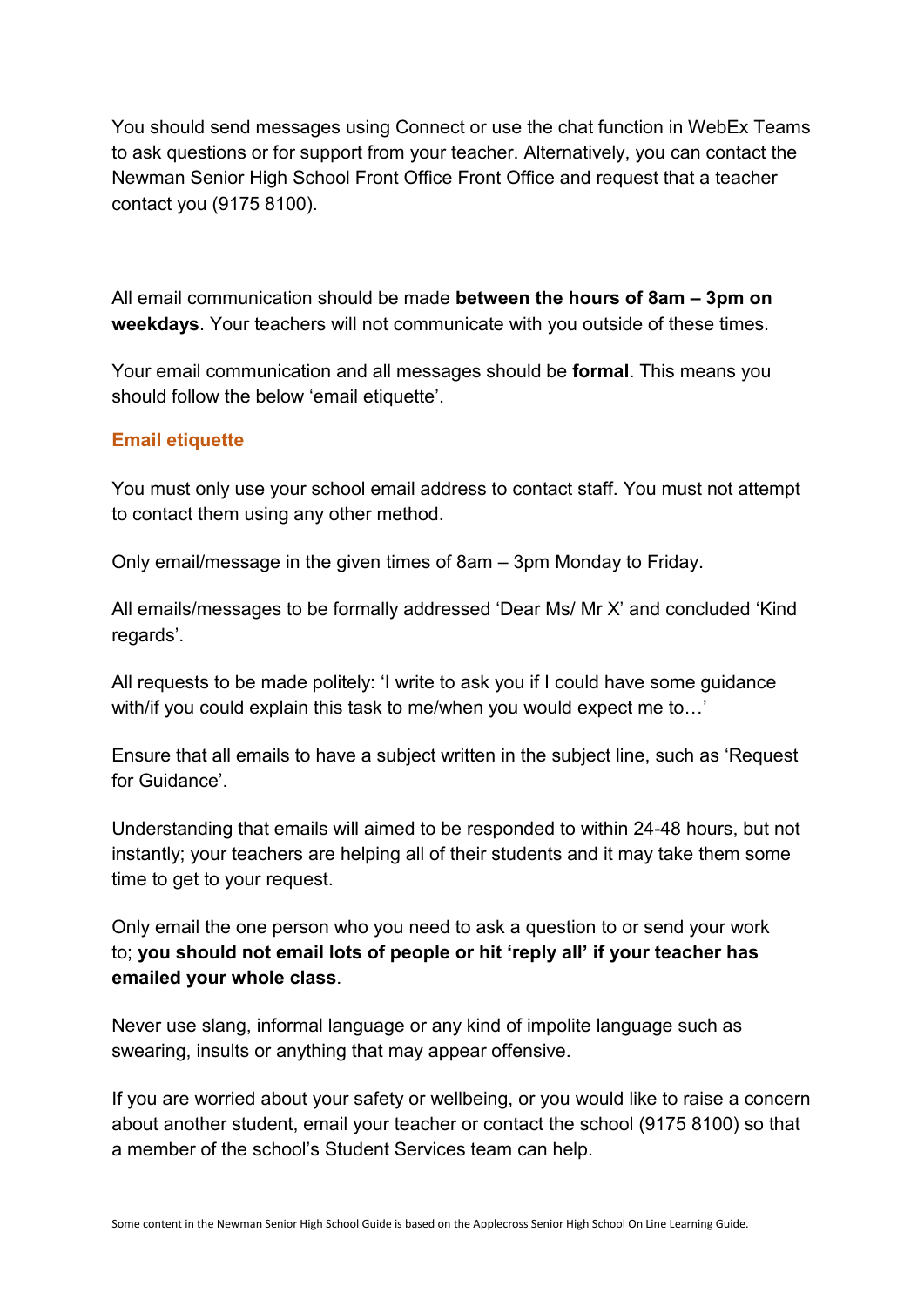You should send messages using Connect or use the chat function in WebEx Teams to ask questions or for support from your teacher. Alternatively, you can contact the Newman Senior High School Front Office Front Office and request that a teacher contact you (9175 8100).

All email communication should be made **between the hours of 8am – 3pm on weekdays**. Your teachers will not communicate with you outside of these times.

Your email communication and all messages should be **formal**. This means you should follow the below 'email etiquette'.

### Email etiquette

You must only use your school email address to contact staff. You must not attempt to contact them using any other method.

Only email/message in the given times of 8am – 3pm Monday to Friday.

All emails/messages to be formally addressed 'Dear Ms/ Mr X' and concluded 'Kind regards'.

All requests to be made politely: 'I write to ask you if I could have some guidance with/if you could explain this task to me/when you would expect me to…'

Ensure that all emails to have a subject written in the subject line, such as 'Request for Guidance'.

Understanding that emails will aimed to be responded to within 24-48 hours, but not instantly; your teachers are helping all of their students and it may take them some time to get to your request.

Only email the one person who you need to ask a question to or send your work to; **you should not email lots of people or hit 'reply all' if your teacher has emailed your whole class**.

Never use slang, informal language or any kind of impolite language such as swearing, insults or anything that may appear offensive.

If you are worried about your safety or wellbeing, or you would like to raise a concern about another student, email your teacher or contact the school (9175 8100) so that a member of the school's Student Services team can help.

Some content in the Newman Senior High School Guide is based on the Applecross Senior High School On Line Learning Guide.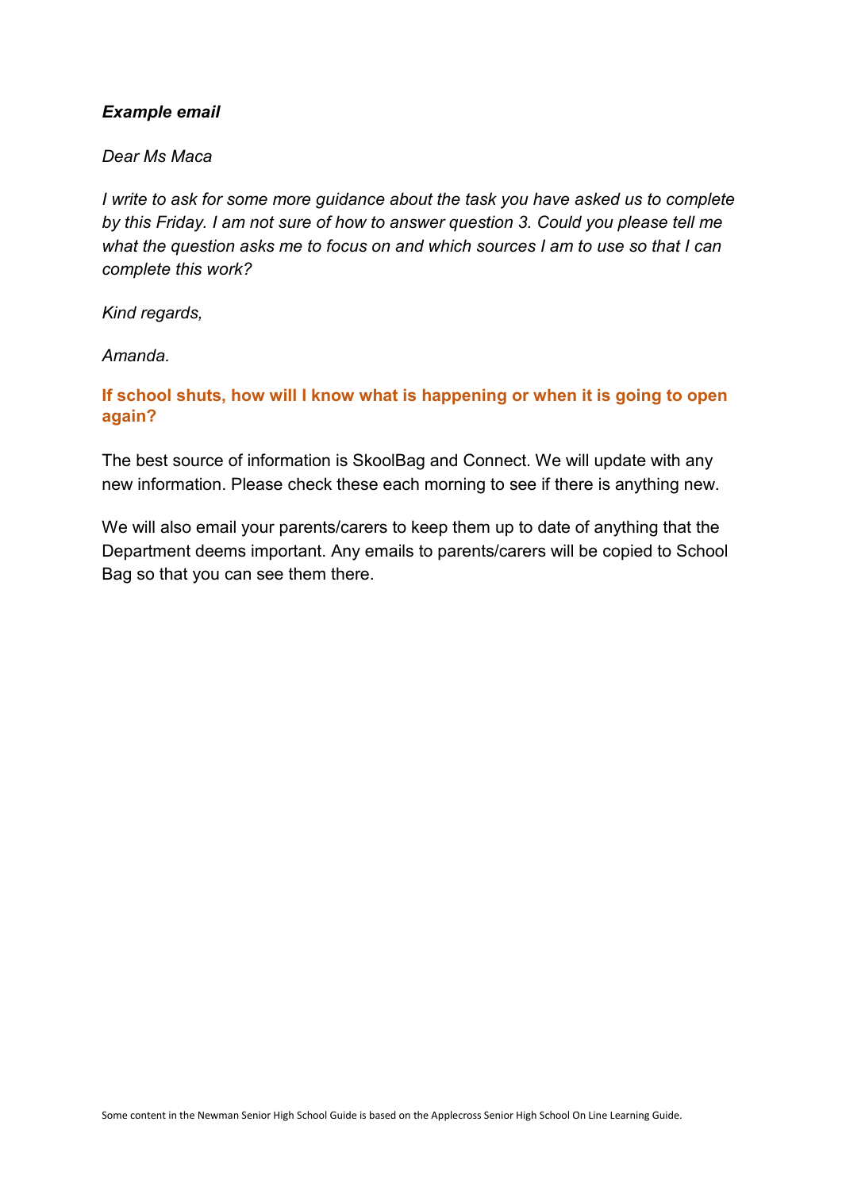***Example email***

*Dear Ms Maca*

*I write to ask for some more guidance about the task you have asked us to complete by this Friday. I am not sure of how to answer question 3. Could you please tell me what the question asks me to focus on and which sources I am to use so that I can complete this work?*

*Kind regards,*

*Amanda.*

### If school shuts, how will I know what is happening or when it is going to open again?

The best source of information is SkoolBag and Connect. We will update with any new information. Please check these each morning to see if there is anything new.

We will also email your parents/carers to keep them up to date of anything that the Department deems important. Any emails to parents/carers will be copied to School Bag so that you can see them there.

Some content in the Newman Senior High School Guide is based on the Applecross Senior High School On Line Learning Guide.